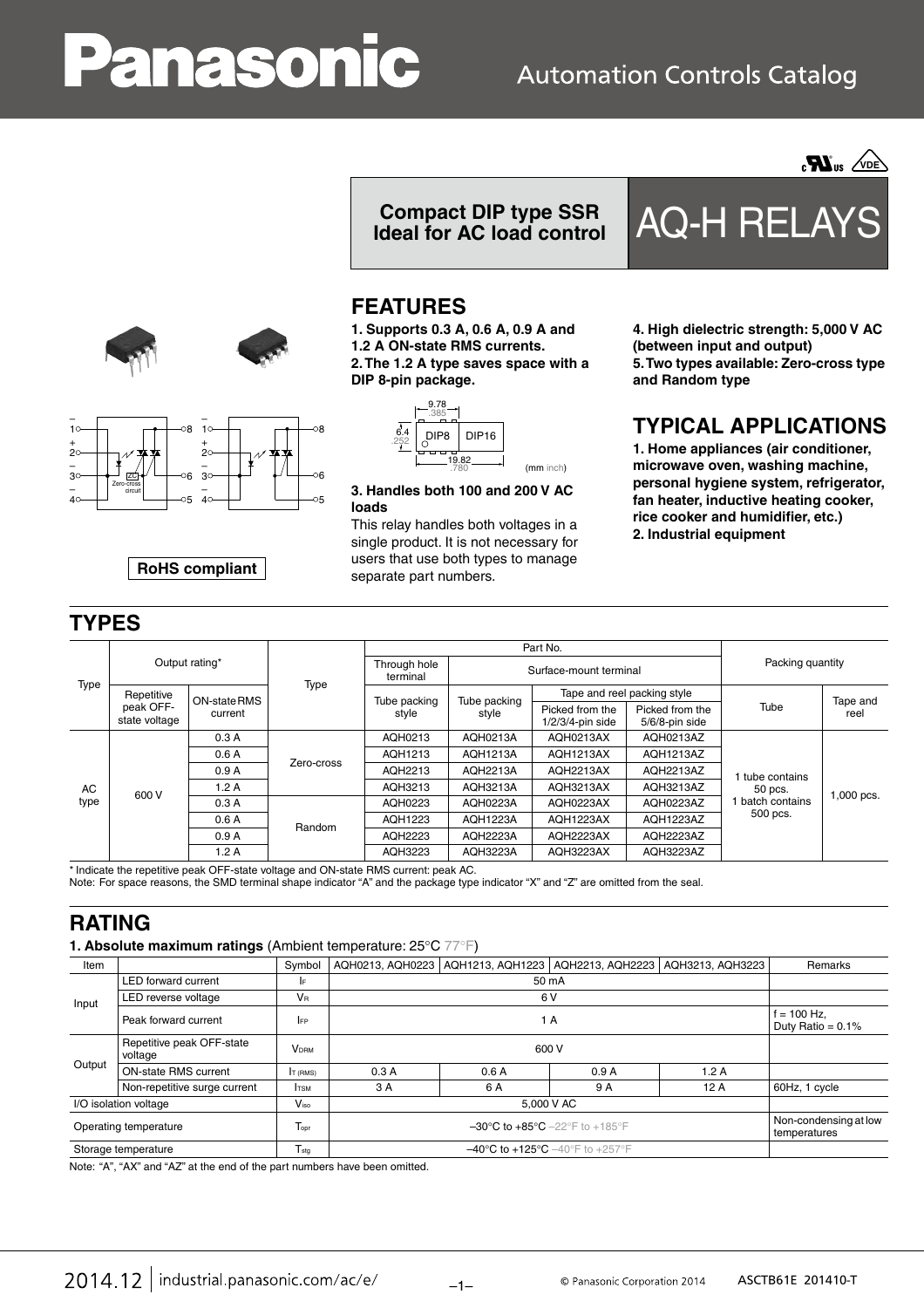# Panasonic

Automation Controls Catalog

**Compact DIP type SSR Ideal for AC load control**

# AQ-H RELAYS

**RoHS compliant**

## FEATURES

**1. Supports 0.3 A, 0.6 A, 0.9 A and 1.2 A ON-state RMS currents.**
**2. The 1.2 A type saves space with a DIP 8-pin package.**

9.78 .385
6.4 .252
DIP8 DIP16
19.82 .780
(mm inch)

**3. Handles both 100 and 200 V AC loads**
This relay handles both voltages in a single product. It is not necessary for users that use both types to manage separate part numbers.

**4. High dielectric strength: 5,000 V AC (between input and output)**
**5. Two types available: Zero-cross type and Random type**

## TYPICAL APPLICATIONS

**1. Home appliances (air conditioner, microwave oven, washing machine, personal hygiene system, refrigerator, fan heater, inductive heating cooker, rice cooker and humidifier, etc.)**
**2. Industrial equipment**

## TYPES

| Type | Output rating* | | Type | Part No. | | | | Packing quantity | |
|---|---|---|---|---|---|---|---|---|---|
| | Repetitive peak OFF-state voltage | ON-state RMS current | | Through hole terminal | Surface-mount terminal | | | | |
| | | | | Tube packing style | Tube packing style | Tape and reel packing style | | Tube | Tape and reel |
| | | | | | | Picked from the 1/2/3/4-pin side | Picked from the 5/6/8-pin side | | |
| AC type | 600 V | 0.3 A | Zero-cross | AQH0213 | AQH0213A | AQH0213AX | AQH0213AZ | 1 tube contains 50 pcs. 1 batch contains 500 pcs. | 1,000 pcs. |
| | | 0.6 A | | AQH1213 | AQH1213A | AQH1213AX | AQH1213AZ | | |
| | | 0.9 A | | AQH2213 | AQH2213A | AQH2213AX | AQH2213AZ | | |
| | | 1.2 A | | AQH3213 | AQH3213A | AQH3213AX | AQH3213AZ | | |
| | | 0.3 A | Random | AQH0223 | AQH0223A | AQH0223AX | AQH0223AZ | | |
| | | 0.6 A | | AQH1223 | AQH1223A | AQH1223AX | AQH1223AZ | | |
| | | 0.9 A | | AQH2223 | AQH2223A | AQH2223AX | AQH2223AZ | | |
| | | 1.2 A | | AQH3223 | AQH3223A | AQH3223AX | AQH3223AZ | | |

\* Indicate the repetitive peak OFF-state voltage and ON-state RMS current: peak AC.
Note: For space reasons, the SMD terminal shape indicator "A" and the package type indicator "X" and "Z" are omitted from the seal.

## RATING

**1. Absolute maximum ratings** (Ambient temperature: 25°C 77°F)

| Item | | Symbol | AQH0213, AQH0223 | AQH1213, AQH1223 | AQH2213, AQH2223 | AQH3213, AQH3223 | Remarks |
|---|---|---|---|---|---|---|---|
| Input | LED forward current | $I_F$ | 50 mA | | | | |
| | LED reverse voltage | $V_R$ | 6 V | | | | |
| | Peak forward current | $I_{FP}$ | 1 A | | | | f = 100 Hz, Duty Ratio = 0.1% |
| Output | Repetitive peak OFF-state voltage | $V_{DRM}$ | 600 V | | | | |
| | ON-state RMS current | $I_{T (RMS)}$ | 0.3 A | 0.6 A | 0.9 A | 1.2 A | |
| | Non-repetitive surge current | $I_{TSM}$ | 3 A | 6 A | 9 A | 12 A | 60Hz, 1 cycle |
| I/O isolation voltage | | $V_{iso}$ | 5,000 V AC | | | | |
| Operating temperature | | $T_{opr}$ | –30°C to +85°C –22°F to +185°F | | | | Non-condensing at low temperatures |
| Storage temperature | | $T_{stg}$ | –40°C to +125°C –40°F to +257°F | | | | |

Note: "A", "AX" and "AZ" at the end of the part numbers have been omitted.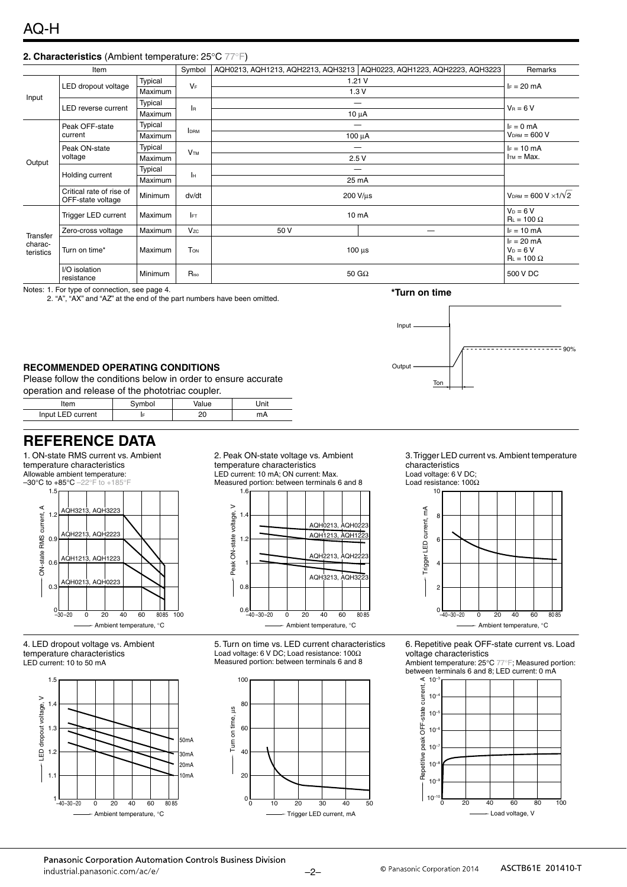## 2. Characteristics (Ambient temperature: 25°C 77°F)

| Item | | | Symbol | AQH0213, AQH1213, AQH2213, AQH3213 | AQH0223, AQH1223, AQH2223, AQH3223 | Remarks |
|---|---|---|---|---|---|---|
| Input | LED dropout voltage | Typical | $V_F$ | 1.21 V | | $I_F$ = 20 mA |
| | | Maximum | | 1.3 V | | |
| | LED reverse current | Typical | $I_R$ | — | | $V_R$ = 6 V |
| | | Maximum | | 10 μA | | |
| Output | Peak OFF-state current | Typical | $I_{DRM}$ | — | | $I_F$ = 0 mA, $V_{DRM}$ = 600 V |
| | | Maximum | | 100 μA | | |
| | Peak ON-state voltage | Typical | $V_{TM}$ | — | | $I_F$ = 10 mA, $I_{TM}$ = Max. |
| | | Maximum | | 2.5 V | | |
| | Holding current | Typical | $I_H$ | — | | |
| | | Maximum | | 25 mA | | |
| | Critical rate of rise of OFF-state voltage | Minimum | dv/dt | 200 V/μs | | $V_{DRM}$ = 600 V $\times 1/\sqrt{2}$ |
| Transfer characteristics | Trigger LED current | Maximum | $I_{FT}$ | 10 mA | | $V_D$ = 6 V, $R_L$ = 100 Ω |
| | Zero-cross voltage | Maximum | $V_{ZC}$ | 50 V | — | $I_F$ = 10 mA |
| | Turn on time* | Maximum | $T_{ON}$ | 100 μs | | $I_F$ = 20 mA, $V_D$ = 6 V, $R_L$ = 100 Ω |
| | I/O isolation resistance | Minimum | $R_{iso}$ | 50 GΩ | | 500 V DC |

Notes: 1. For type of connection, see page 4.
2. "A", "AX" and "AZ" at the end of the part numbers have been omitted.

**\*Turn on time**

Input
Output
90%
Ton

### RECOMMENDED OPERATING CONDITIONS

Please follow the conditions below in order to ensure accurate operation and release of the phototriac coupler.

| Item | Symbol | Value | Unit |
|---|---|---|---|
| Input LED current | $I_F$ | 20 | mA |

# REFERENCE DATA

1. ON-state RMS current vs. Ambient temperature characteristics
Allowable ambient temperature: –30°C to +85°C –22°F to +185°F

2. Peak ON-state voltage vs. Ambient temperature characteristics
LED current: 10 mA; ON current: Max.
Measured portion: between terminals 6 and 8

3. Trigger LED current vs. Ambient temperature characteristics
Load voltage: 6 V DC;
Load resistance: 100Ω

4. LED dropout voltage vs. Ambient temperature characteristics
LED current: 10 to 50 mA

5. Turn on time vs. LED current characteristics
Load voltage: 6 V DC; Load resistance: 100Ω
Measured portion: between terminals 6 and 8

6. Repetitive peak OFF-state current vs. Load voltage characteristics
Ambient temperature: 25°C 77°F; Measured portion: between terminals 6 and 8; LED current: 0 mA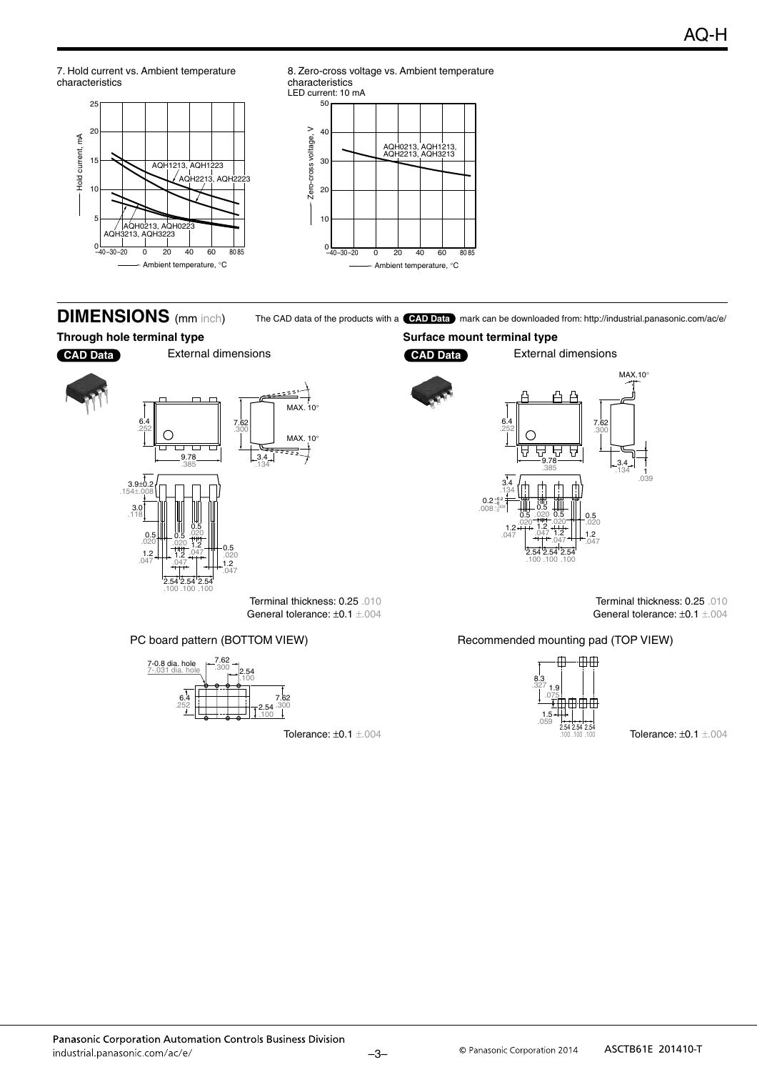7. Hold current vs. Ambient temperature characteristics

8. Zero-cross voltage vs. Ambient temperature characteristics
LED current: 10 mA

## DIMENSIONS (mm inch)

The CAD data of the products with a CAD Data mark can be downloaded from: http://industrial.panasonic.com/ac/e/

### Through hole terminal type

CAD Data

External dimensions

Terminal thickness: 0.25 .010
General tolerance: ±0.1 ±.004

PC board pattern (BOTTOM VIEW)

Tolerance: ±0.1 ±.004

### Surface mount terminal type

CAD Data

External dimensions

Terminal thickness: 0.25 .010
General tolerance: ±0.1 ±.004

Recommended mounting pad (TOP VIEW)

Tolerance: ±0.1 ±.004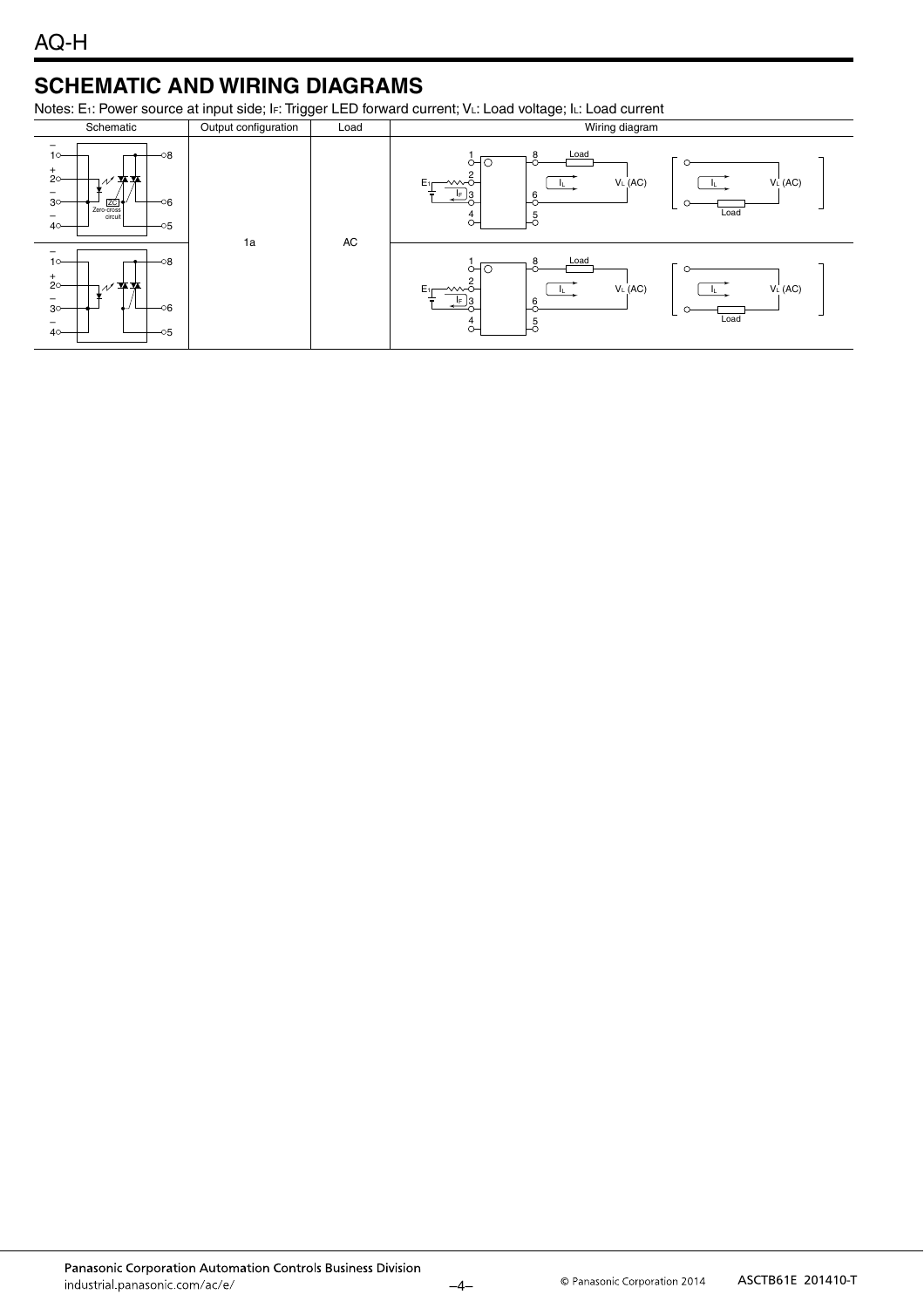## SCHEMATIC AND WIRING DIAGRAMS

Notes: $E_1$: Power source at input side; $I_F$: Trigger LED forward current; $V_L$: Load voltage; $I_L$: Load current

| Schematic | Output configuration | Load | Wiring diagram |
|---|---|---|---|
| 1 –, 2 +, 3 –, 4 –, 8, 6, 5; ZC Zero-cross circuit | 1a | AC | 1, 2, 3, 4, 8, 6, 5; $E_1$, $I_F$, Load, $I_L$, $V_L$ (AC); [ $I_L$, $V_L$ (AC), Load ] |
| 1 –, 2 +, 3 –, 4 –, 8, 6, 5 | | | 1, 2, 3, 4, 8, 6, 5; $E_1$, $I_F$, Load, $I_L$, $V_L$ (AC); [ $I_L$, $V_L$ (AC), Load ] |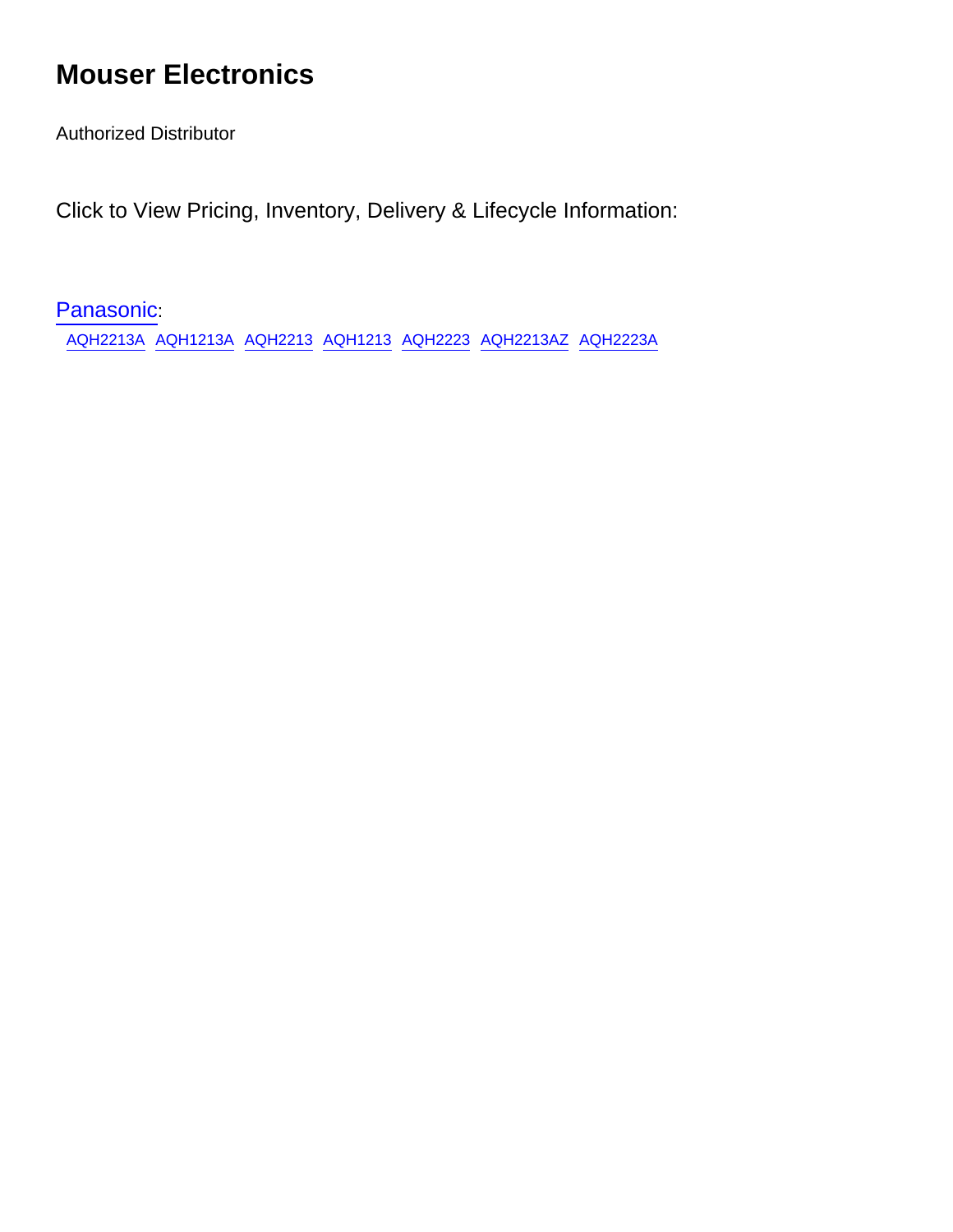# Mouser Electronics

Authorized Distributor

Click to View Pricing, Inventory, Delivery & Lifecycle Information:

Panasonic:

AQH2213A AQH1213A AQH2213 AQH1213 AQH2223 AQH2213AZ AQH2223A